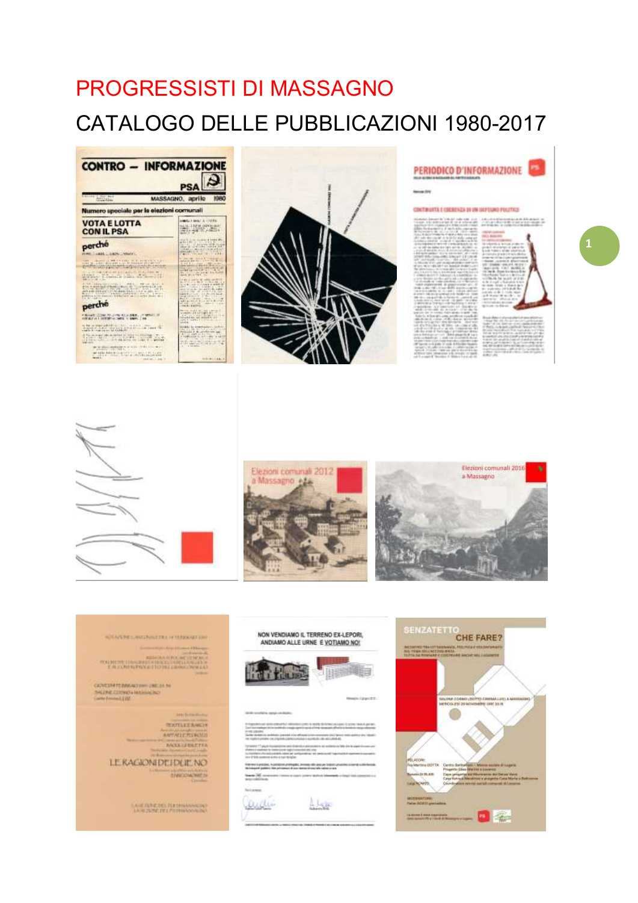# PROGRESSISTI DI MASSAGNO

## CATALOGO DELLE PUBBLICAZIONI 1980-2017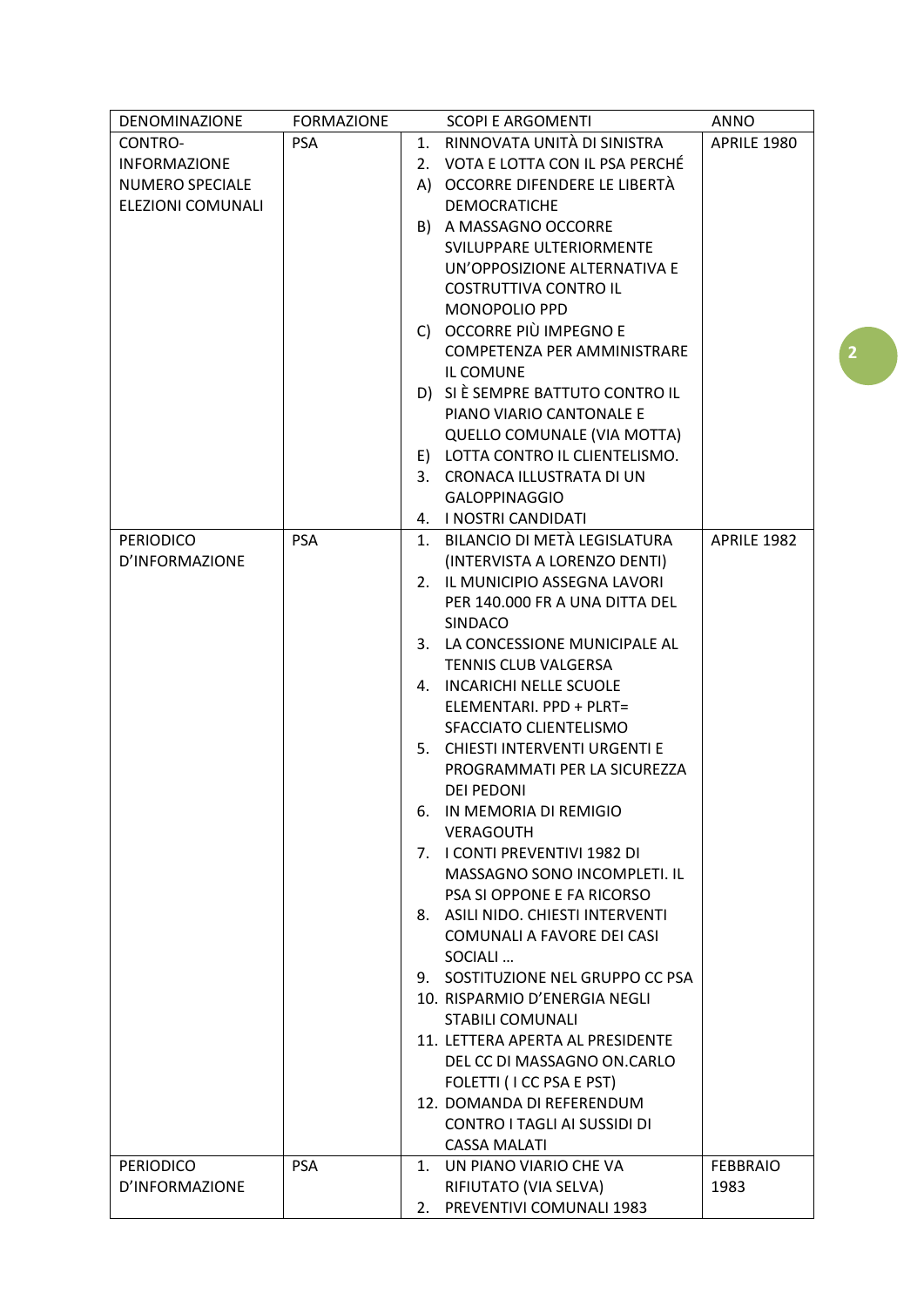| DENOMINAZIONE | FORMAZIONE | SCOPI E ARGOMENTI | ANNO |
|---|---|---|---|
| CONTRO-INFORMAZIONE NUMERO SPECIALE ELEZIONI COMUNALI | PSA | 1. RINNOVATA UNITÀ DI SINISTRA<br>2. VOTA E LOTTA CON IL PSA PERCHÉ<br>A) OCCORRE DIFENDERE LE LIBERTÀ DEMOCRATICHE<br>B) A MASSAGNO OCCORRE SVILUPPARE ULTERIORMENTE UN'OPPOSIZIONE ALTERNATIVA E COSTRUTTIVA CONTRO IL MONOPOLIO PPD<br>C) OCCORRE PIÙ IMPEGNO E COMPETENZA PER AMMINISTRARE IL COMUNE<br>D) SI È SEMPRE BATTUTO CONTRO IL PIANO VIARIO CANTONALE E QUELLO COMUNALE (VIA MOTTA)<br>E) LOTTA CONTRO IL CLIENTELISMO.<br>3. CRONACA ILLUSTRATA DI UN GALOPPINAGGIO<br>4. I NOSTRI CANDIDATI | APRILE 1980 |
| PERIODICO D'INFORMAZIONE | PSA | 1. BILANCIO DI METÀ LEGISLATURA (INTERVISTA A LORENZO DENTI)<br>2. IL MUNICIPIO ASSEGNA LAVORI PER 140.000 FR A UNA DITTA DEL SINDACO<br>3. LA CONCESSIONE MUNICIPALE AL TENNIS CLUB VALGERSA<br>4. INCARICHI NELLE SCUOLE ELEMENTARI. PPD + PLRT= SFACCIATO CLIENTELISMO<br>5. CHIESTI INTERVENTI URGENTI E PROGRAMMATI PER LA SICUREZZA DEI PEDONI<br>6. IN MEMORIA DI REMIGIO VERAGOUTH<br>7. I CONTI PREVENTIVI 1982 DI MASSAGNO SONO INCOMPLETI. IL PSA SI OPPONE E FA RICORSO<br>8. ASILI NIDO. CHIESTI INTERVENTI COMUNALI A FAVORE DEI CASI SOCIALI …<br>9. SOSTITUZIONE NEL GRUPPO CC PSA<br>10. RISPARMIO D'ENERGIA NEGLI STABILI COMUNALI<br>11. LETTERA APERTA AL PRESIDENTE DEL CC DI MASSAGNO ON.CARLO FOLETTI ( I CC PSA E PST)<br>12. DOMANDA DI REFERENDUM CONTRO I TAGLI AI SUSSIDI DI CASSA MALATI | APRILE 1982 |
| PERIODICO D'INFORMAZIONE | PSA | 1. UN PIANO VIARIO CHE VA RIFIUTATO (VIA SELVA)<br>2. PREVENTIVI COMUNALI 1983 | FEBBRAIO 1983 |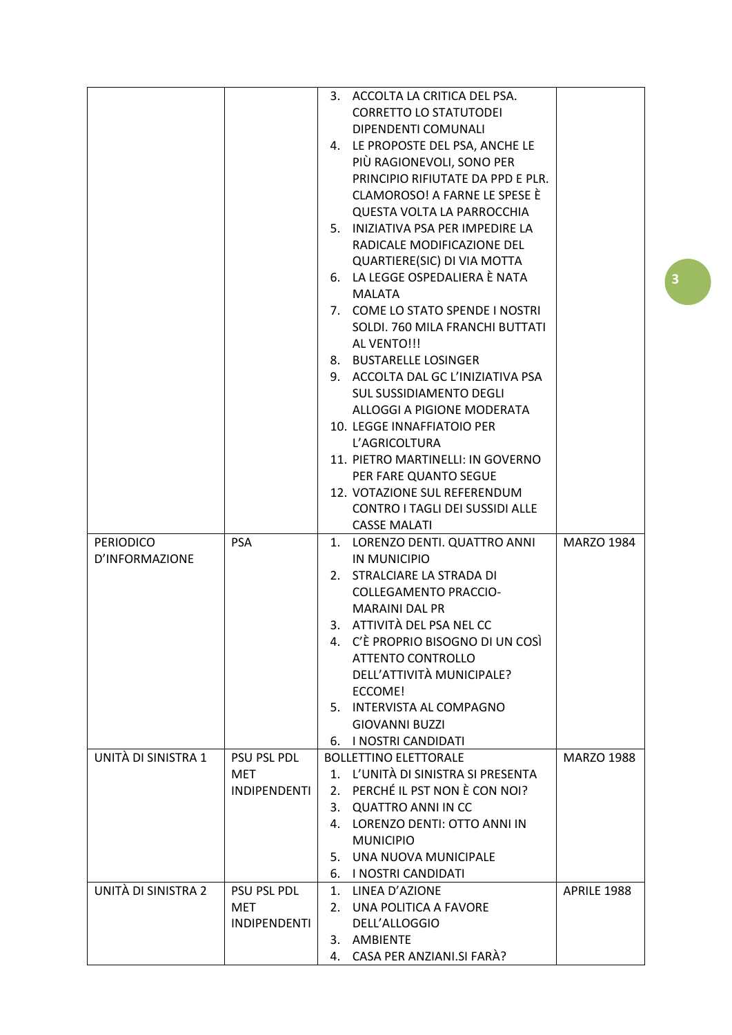| | | | |
|---|---|---|---|
| | | 3. ACCOLTA LA CRITICA DEL PSA. CORRETTO LO STATUTODEI DIPENDENTI COMUNALI<br>4. LE PROPOSTE DEL PSA, ANCHE LE PIÙ RAGIONEVOLI, SONO PER PRINCIPIO RIFIUTATE DA PPD E PLR. CLAMOROSO! A FARNE LE SPESE È QUESTA VOLTA LA PARROCCHIA<br>5. INIZIATIVA PSA PER IMPEDIRE LA RADICALE MODIFICAZIONE DEL QUARTIERE(SIC) DI VIA MOTTA<br>6. LA LEGGE OSPEDALIERA È NATA MALATA<br>7. COME LO STATO SPENDE I NOSTRI SOLDI. 760 MILA FRANCHI BUTTATI AL VENTO!!!<br>8. BUSTARELLE LOSINGER<br>9. ACCOLTA DAL GC L'INIZIATIVA PSA SUL SUSSIDIAMENTO DEGLI ALLOGGI A PIGIONE MODERATA<br>10. LEGGE INNAFFIATOIO PER L'AGRICOLTURA<br>11. PIETRO MARTINELLI: IN GOVERNO PER FARE QUANTO SEGUE<br>12. VOTAZIONE SUL REFERENDUM CONTRO I TAGLI DEI SUSSIDI ALLE CASSE MALATI | |
| PERIODICO D'INFORMAZIONE | PSA | 1. LORENZO DENTI. QUATTRO ANNI IN MUNICIPIO<br>2. STRALCIARE LA STRADA DI COLLEGAMENTO PRACCIO-MARAINI DAL PR<br>3. ATTIVITÀ DEL PSA NEL CC<br>4. C'È PROPRIO BISOGNO DI UN COSÌ ATTENTO CONTROLLO DELL'ATTIVITÀ MUNICIPALE? ECCOME!<br>5. INTERVISTA AL COMPAGNO GIOVANNI BUZZI<br>6. I NOSTRI CANDIDATI | MARZO 1984 |
| UNITÀ DI SINISTRA 1 | PSU PSL PDL MET INDIPENDENTI | BOLLETTINO ELETTORALE<br>1. L'UNITÀ DI SINISTRA SI PRESENTA<br>2. PERCHÉ IL PST NON È CON NOI?<br>3. QUATTRO ANNI IN CC<br>4. LORENZO DENTI: OTTO ANNI IN MUNICIPIO<br>5. UNA NUOVA MUNICIPALE<br>6. I NOSTRI CANDIDATI | MARZO 1988 |
| UNITÀ DI SINISTRA 2 | PSU PSL PDL MET INDIPENDENTI | 1. LINEA D'AZIONE<br>2. UNA POLITICA A FAVORE DELL'ALLOGGIO<br>3. AMBIENTE<br>4. CASA PER ANZIANI.SI FARÀ? | APRILE 1988 |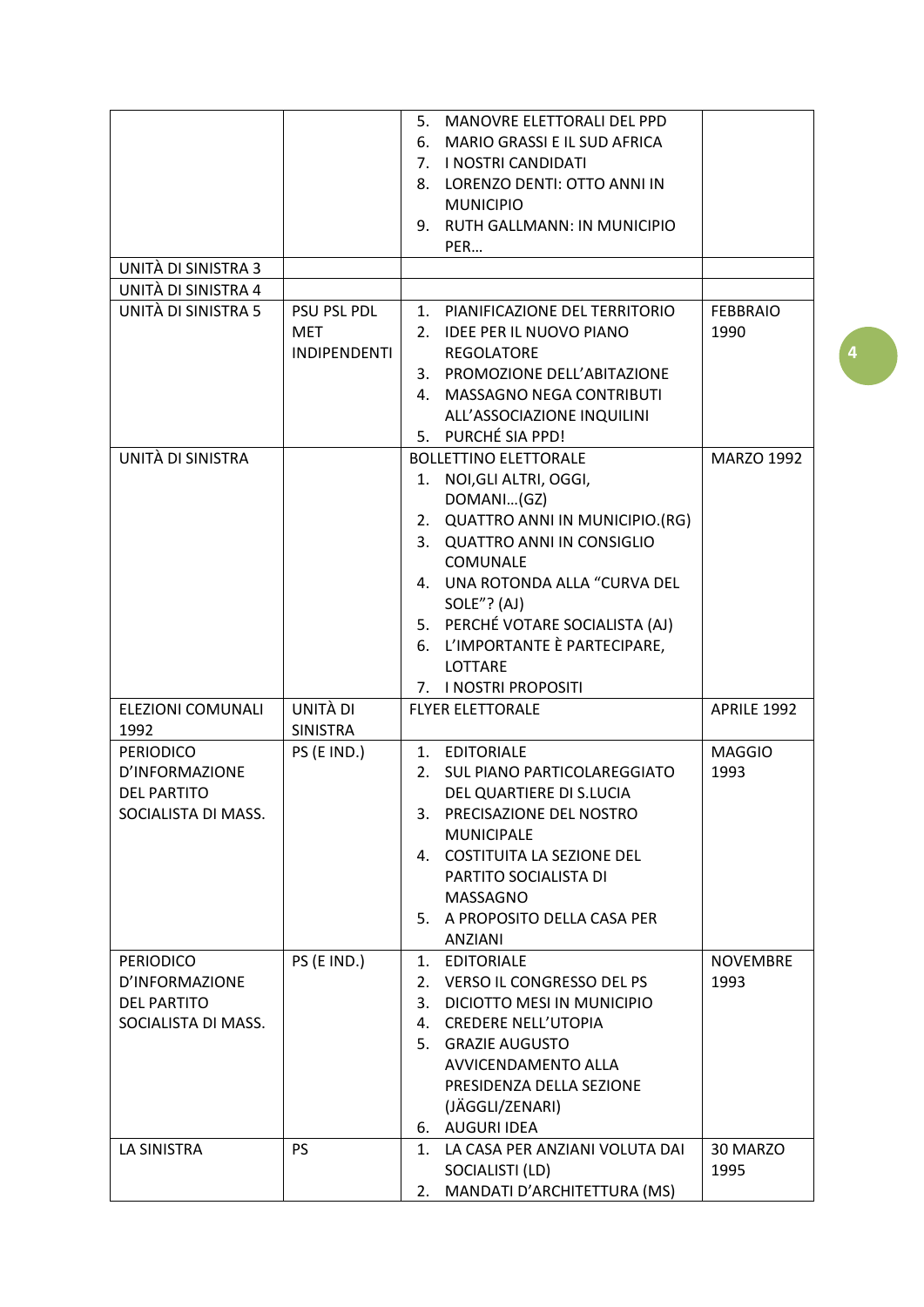| | | | |
|---|---|---|---|
| | | 5. MANOVRE ELETTORALI DEL PPD<br>6. MARIO GRASSI E IL SUD AFRICA<br>7. I NOSTRI CANDIDATI<br>8. LORENZO DENTI: OTTO ANNI IN MUNICIPIO<br>9. RUTH GALLMANN: IN MUNICIPIO PER… | |
| UNITÀ DI SINISTRA 3 | | | |
| UNITÀ DI SINISTRA 4 | | | |
| UNITÀ DI SINISTRA 5 | PSU PSL PDL MET INDIPENDENTI | 1. PIANIFICAZIONE DEL TERRITORIO<br>2. IDEE PER IL NUOVO PIANO REGOLATORE<br>3. PROMOZIONE DELL'ABITAZIONE<br>4. MASSAGNO NEGA CONTRIBUTI ALL'ASSOCIAZIONE INQUILINI<br>5. PURCHÉ SIA PPD! | FEBBRAIO 1990 |
| UNITÀ DI SINISTRA | | BOLLETTINO ELETTORALE<br>1. NOI,GLI ALTRI, OGGI, DOMANI…(GZ)<br>2. QUATTRO ANNI IN MUNICIPIO.(RG)<br>3. QUATTRO ANNI IN CONSIGLIO COMUNALE<br>4. UNA ROTONDA ALLA "CURVA DEL SOLE"? (AJ)<br>5. PERCHÉ VOTARE SOCIALISTA (AJ)<br>6. L'IMPORTANTE È PARTECIPARE, LOTTARE<br>7. I NOSTRI PROPOSITI | MARZO 1992 |
| ELEZIONI COMUNALI 1992 | UNITÀ DI SINISTRA | FLYER ELETTORALE | APRILE 1992 |
| PERIODICO D'INFORMAZIONE DEL PARTITO SOCIALISTA DI MASS. | PS (E IND.) | 1. EDITORIALE<br>2. SUL PIANO PARTICOLAREGGIATO DEL QUARTIERE DI S.LUCIA<br>3. PRECISAZIONE DEL NOSTRO MUNICIPALE<br>4. COSTITUITA LA SEZIONE DEL PARTITO SOCIALISTA DI MASSAGNO<br>5. A PROPOSITO DELLA CASA PER ANZIANI | MAGGIO 1993 |
| PERIODICO D'INFORMAZIONE DEL PARTITO SOCIALISTA DI MASS. | PS (E IND.) | 1. EDITORIALE<br>2. VERSO IL CONGRESSO DEL PS<br>3. DICIOTTO MESI IN MUNICIPIO<br>4. CREDERE NELL'UTOPIA<br>5. GRAZIE AUGUSTO AVVICENDAMENTO ALLA PRESIDENZA DELLA SEZIONE (JÄGGLI/ZENARI)<br>6. AUGURI IDEA | NOVEMBRE 1993 |
| LA SINISTRA | PS | 1. LA CASA PER ANZIANI VOLUTA DAI SOCIALISTI (LD)<br>2. MANDATI D'ARCHITETTURA (MS) | 30 MARZO 1995 |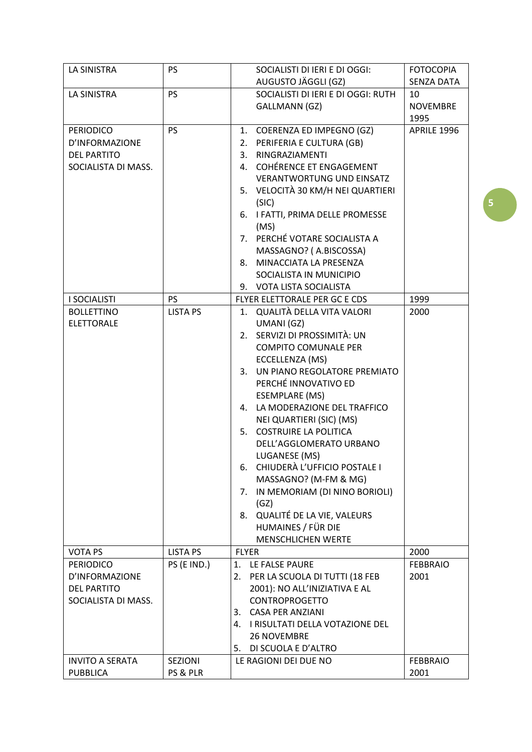| LA SINISTRA | PS | SOCIALISTI DI IERI E DI OGGI: AUGUSTO JÄGGLI (GZ) | FOTOCOPIA SENZA DATA |
|---|---|---|---|
| LA SINISTRA | PS | SOCIALISTI DI IERI E DI OGGI: RUTH GALLMANN (GZ) | 10 NOVEMBRE 1995 |
| PERIODICO D'INFORMAZIONE DEL PARTITO SOCIALISTA DI MASS. | PS | 1. COERENZA ED IMPEGNO (GZ)<br>2. PERIFERIA E CULTURA (GB)<br>3. RINGRAZIAMENTI<br>4. COHÉRENCE ET ENGAGEMENT VERANTWORTUNG UND EINSATZ<br>5. VELOCITÀ 30 KM/H NEI QUARTIERI (SIC)<br>6. I FATTI, PRIMA DELLE PROMESSE (MS)<br>7. PERCHÉ VOTARE SOCIALISTA A MASSAGNO? ( A.BISCOSSA)<br>8. MINACCIATA LA PRESENZA SOCIALISTA IN MUNICIPIO<br>9. VOTA LISTA SOCIALISTA | APRILE 1996 |
| I SOCIALISTI | PS | FLYER ELETTORALE PER GC E CDS | 1999 |
| BOLLETTINO ELETTORALE | LISTA PS | 1. QUALITÀ DELLA VITA VALORI UMANI (GZ)<br>2. SERVIZI DI PROSSIMITÀ: UN COMPITO COMUNALE PER ECCELLENZA (MS)<br>3. UN PIANO REGOLATORE PREMIATO PERCHÉ INNOVATIVO ED ESEMPLARE (MS)<br>4. LA MODERAZIONE DEL TRAFFICO NEI QUARTIERI (SIC) (MS)<br>5. COSTRUIRE LA POLITICA DELL'AGGLOMERATO URBANO LUGANESE (MS)<br>6. CHIUDERÀ L'UFFICIO POSTALE I MASSAGNO? (M-FM & MG)<br>7. IN MEMORIAM (DI NINO BORIOLI) (GZ)<br>8. QUALITÉ DE LA VIE, VALEURS HUMAINES / FÜR DIE MENSCHLICHEN WERTE | 2000 |
| VOTA PS | LISTA PS | FLYER | 2000 |
| PERIODICO D'INFORMAZIONE DEL PARTITO SOCIALISTA DI MASS. | PS (E IND.) | 1. LE FALSE PAURE<br>2. PER LA SCUOLA DI TUTTI (18 FEB 2001): NO ALL'INIZIATIVA E AL CONTROPROGETTO<br>3. CASA PER ANZIANI<br>4. I RISULTATI DELLA VOTAZIONE DEL 26 NOVEMBRE<br>5. DI SCUOLA E D'ALTRO | FEBBRAIO 2001 |
| INVITO A SERATA PUBBLICA | SEZIONI PS & PLR | LE RAGIONI DEI DUE NO | FEBBRAIO 2001 |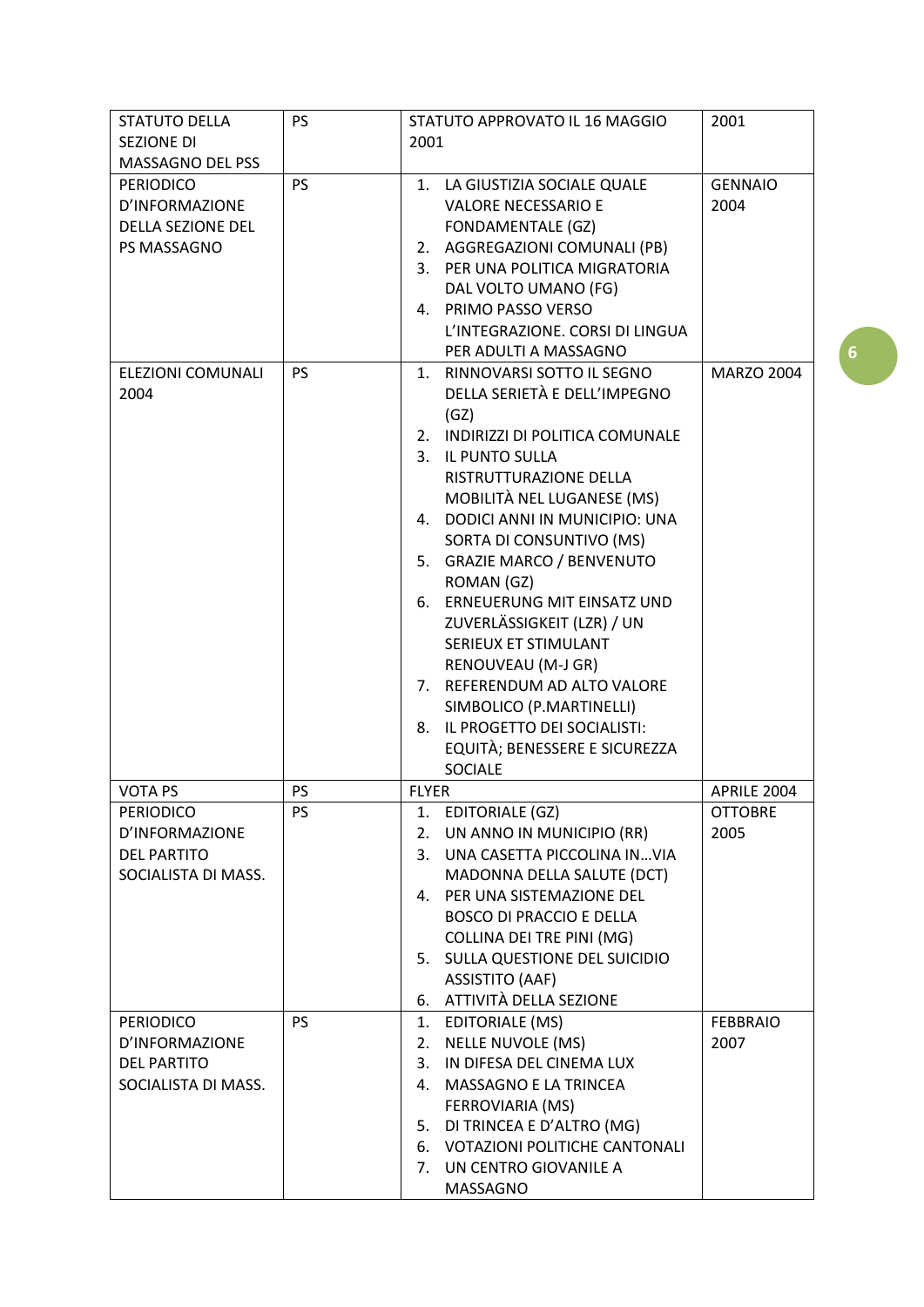| STATUTO DELLA SEZIONE DI MASSAGNO DEL PSS | PS | STATUTO APPROVATO IL 16 MAGGIO 2001 | 2001 |
|---|---|---|---|
| PERIODICO D'INFORMAZIONE DELLA SEZIONE DEL PS MASSAGNO | PS | 1. LA GIUSTIZIA SOCIALE QUALE VALORE NECESSARIO E FONDAMENTALE (GZ)<br>2. AGGREGAZIONI COMUNALI (PB)<br>3. PER UNA POLITICA MIGRATORIA DAL VOLTO UMANO (FG)<br>4. PRIMO PASSO VERSO L'INTEGRAZIONE. CORSI DI LINGUA PER ADULTI A MASSAGNO | GENNAIO 2004 |
| ELEZIONI COMUNALI 2004 | PS | 1. RINNOVARSI SOTTO IL SEGNO DELLA SERIETÀ E DELL'IMPEGNO (GZ)<br>2. INDIRIZZI DI POLITICA COMUNALE<br>3. IL PUNTO SULLA RISTRUTTURAZIONE DELLA MOBILITÀ NEL LUGANESE (MS)<br>4. DODICI ANNI IN MUNICIPIO: UNA SORTA DI CONSUNTIVO (MS)<br>5. GRAZIE MARCO / BENVENUTO ROMAN (GZ)<br>6. ERNEUERUNG MIT EINSATZ UND ZUVERLÄSSIGKEIT (LZR) / UN SERIEUX ET STIMULANT RENOUVEAU (M-J GR)<br>7. REFERENDUM AD ALTO VALORE SIMBOLICO (P.MARTINELLI)<br>8. IL PROGETTO DEI SOCIALISTI: EQUITÀ; BENESSERE E SICUREZZA SOCIALE | MARZO 2004 |
| VOTA PS | PS | FLYER | APRILE 2004 |
| PERIODICO D'INFORMAZIONE DEL PARTITO SOCIALISTA DI MASS. | PS | 1. EDITORIALE (GZ)<br>2. UN ANNO IN MUNICIPIO (RR)<br>3. UNA CASETTA PICCOLINA IN…VIA MADONNA DELLA SALUTE (DCT)<br>4. PER UNA SISTEMAZIONE DEL BOSCO DI PRACCIO E DELLA COLLINA DEI TRE PINI (MG)<br>5. SULLA QUESTIONE DEL SUICIDIO ASSISTITO (AAF)<br>6. ATTIVITÀ DELLA SEZIONE | OTTOBRE 2005 |
| PERIODICO D'INFORMAZIONE DEL PARTITO SOCIALISTA DI MASS. | PS | 1. EDITORIALE (MS)<br>2. NELLE NUVOLE (MS)<br>3. IN DIFESA DEL CINEMA LUX<br>4. MASSAGNO E LA TRINCEA FERROVIARIA (MS)<br>5. DI TRINCEA E D'ALTRO (MG)<br>6. VOTAZIONI POLITICHE CANTONALI<br>7. UN CENTRO GIOVANILE A MASSAGNO | FEBBRAIO 2007 |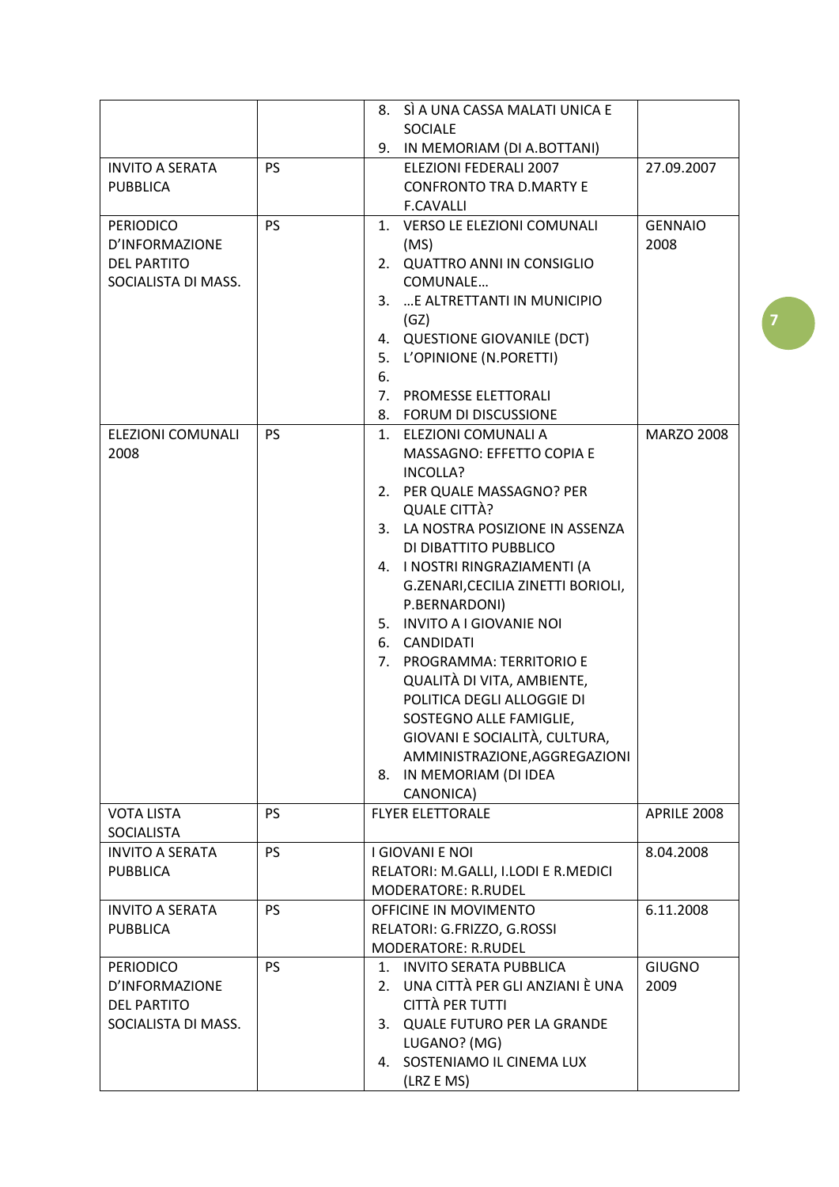| | | | |
|---|---|---|---|
| | | 8. SÌ A UNA CASSA MALATI UNICA E SOCIALE<br>9. IN MEMORIAM (DI A.BOTTANI) | |
| INVITO A SERATA PUBBLICA | PS | ELEZIONI FEDERALI 2007<br>CONFRONTO TRA D.MARTY E F.CAVALLI | 27.09.2007 |
| PERIODICO D'INFORMAZIONE DEL PARTITO SOCIALISTA DI MASS. | PS | 1. VERSO LE ELEZIONI COMUNALI (MS)<br>2. QUATTRO ANNI IN CONSIGLIO COMUNALE…<br>3. …E ALTRETTANTI IN MUNICIPIO (GZ)<br>4. QUESTIONE GIOVANILE (DCT)<br>5. L'OPINIONE (N.PORETTI)<br>6.<br>7. PROMESSE ELETTORALI<br>8. FORUM DI DISCUSSIONE | GENNAIO 2008 |
| ELEZIONI COMUNALI 2008 | PS | 1. ELEZIONI COMUNALI A MASSAGNO: EFFETTO COPIA E INCOLLA?<br>2. PER QUALE MASSAGNO? PER QUALE CITTÀ?<br>3. LA NOSTRA POSIZIONE IN ASSENZA DI DIBATTITO PUBBLICO<br>4. I NOSTRI RINGRAZIAMENTI (A G.ZENARI,CECILIA ZINETTI BORIOLI, P.BERNARDONI)<br>5. INVITO A I GIOVANIE NOI<br>6. CANDIDATI<br>7. PROGRAMMA: TERRITORIO E QUALITÀ DI VITA, AMBIENTE, POLITICA DEGLI ALLOGGIE DI SOSTEGNO ALLE FAMIGLIE, GIOVANI E SOCIALITÀ, CULTURA, AMMINISTRAZIONE,AGGREGAZIONI<br>8. IN MEMORIAM (DI IDEA CANONICA) | MARZO 2008 |
| VOTA LISTA SOCIALISTA | PS | FLYER ELETTORALE | APRILE 2008 |
| INVITO A SERATA PUBBLICA | PS | I GIOVANI E NOI<br>RELATORI: M.GALLI, I.LODI E R.MEDICI<br>MODERATORE: R.RUDEL | 8.04.2008 |
| INVITO A SERATA PUBBLICA | PS | OFFICINE IN MOVIMENTO<br>RELATORI: G.FRIZZO, G.ROSSI<br>MODERATORE: R.RUDEL | 6.11.2008 |
| PERIODICO D'INFORMAZIONE DEL PARTITO SOCIALISTA DI MASS. | PS | 1. INVITO SERATA PUBBLICA<br>2. UNA CITTÀ PER GLI ANZIANI È UNA CITTÀ PER TUTTI<br>3. QUALE FUTURO PER LA GRANDE LUGANO? (MG)<br>4. SOSTENIAMO IL CINEMA LUX (LRZ E MS) | GIUGNO 2009 |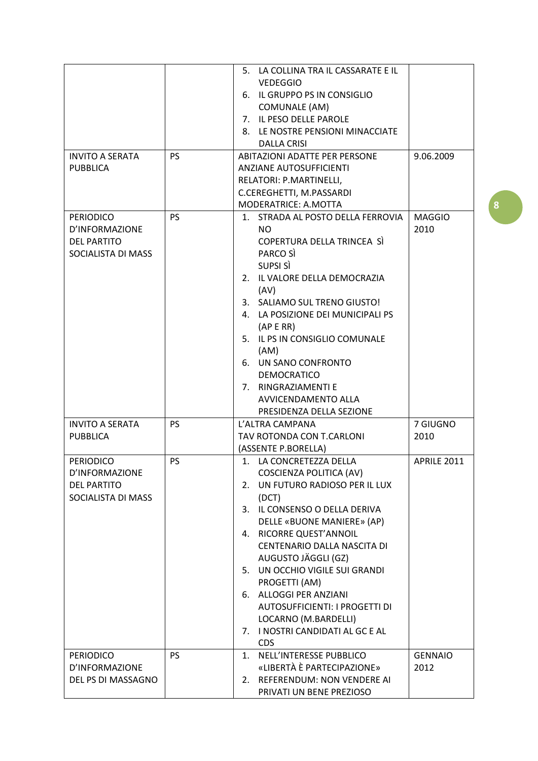| | | | |
|---|---|---|---|
| | | 5. LA COLLINA TRA IL CASSARATE E IL VEDEGGIO<br>6. IL GRUPPO PS IN CONSIGLIO COMUNALE (AM)<br>7. IL PESO DELLE PAROLE<br>8. LE NOSTRE PENSIONI MINACCIATE DALLA CRISI | |
| INVITO A SERATA PUBBLICA | PS | ABITAZIONI ADATTE PER PERSONE ANZIANE AUTOSUFFICIENTI<br>RELATORI: P.MARTINELLI, C.CEREGHETTI, M.PASSARDI<br>MODERATRICE: A.MOTTA | 9.06.2009 |
| PERIODICO D'INFORMAZIONE DEL PARTITO SOCIALISTA DI MASS | PS | 1. STRADA AL POSTO DELLA FERROVIA NO<br>COPERTURA DELLA TRINCEA SÌ<br>PARCO SÌ<br>SUPSI SÌ<br>2. IL VALORE DELLA DEMOCRAZIA (AV)<br>3. SALIAMO SUL TRENO GIUSTO!<br>4. LA POSIZIONE DEI MUNICIPALI PS (AP E RR)<br>5. IL PS IN CONSIGLIO COMUNALE (AM)<br>6. UN SANO CONFRONTO DEMOCRATICO<br>7. RINGRAZIAMENTI E AVVICENDAMENTO ALLA PRESIDENZA DELLA SEZIONE | MAGGIO 2010 |
| INVITO A SERATA PUBBLICA | PS | L'ALTRA CAMPANA<br>TAV ROTONDA CON T.CARLONI<br>(ASSENTE P.BORELLA) | 7 GIUGNO 2010 |
| PERIODICO D'INFORMAZIONE DEL PARTITO SOCIALISTA DI MASS | PS | 1. LA CONCRETEZZA DELLA COSCIENZA POLITICA (AV)<br>2. UN FUTURO RADIOSO PER IL LUX (DCT)<br>3. IL CONSENSO O DELLA DERIVA DELLE «BUONE MANIERE» (AP)<br>4. RICORRE QUEST'ANNOIL CENTENARIO DALLA NASCITA DI AUGUSTO JÄGGLI (GZ)<br>5. UN OCCHIO VIGILE SUI GRANDI PROGETTI (AM)<br>6. ALLOGGI PER ANZIANI AUTOSUFFICIENTI: I PROGETTI DI LOCARNO (M.BARDELLI)<br>7. I NOSTRI CANDIDATI AL GC E AL CDS | APRILE 2011 |
| PERIODICO D'INFORMAZIONE DEL PS DI MASSAGNO | PS | 1. NELL'INTERESSE PUBBLICO «LIBERTÀ È PARTECIPAZIONE»<br>2. REFERENDUM: NON VENDERE AI PRIVATI UN BENE PREZIOSO | GENNAIO 2012 |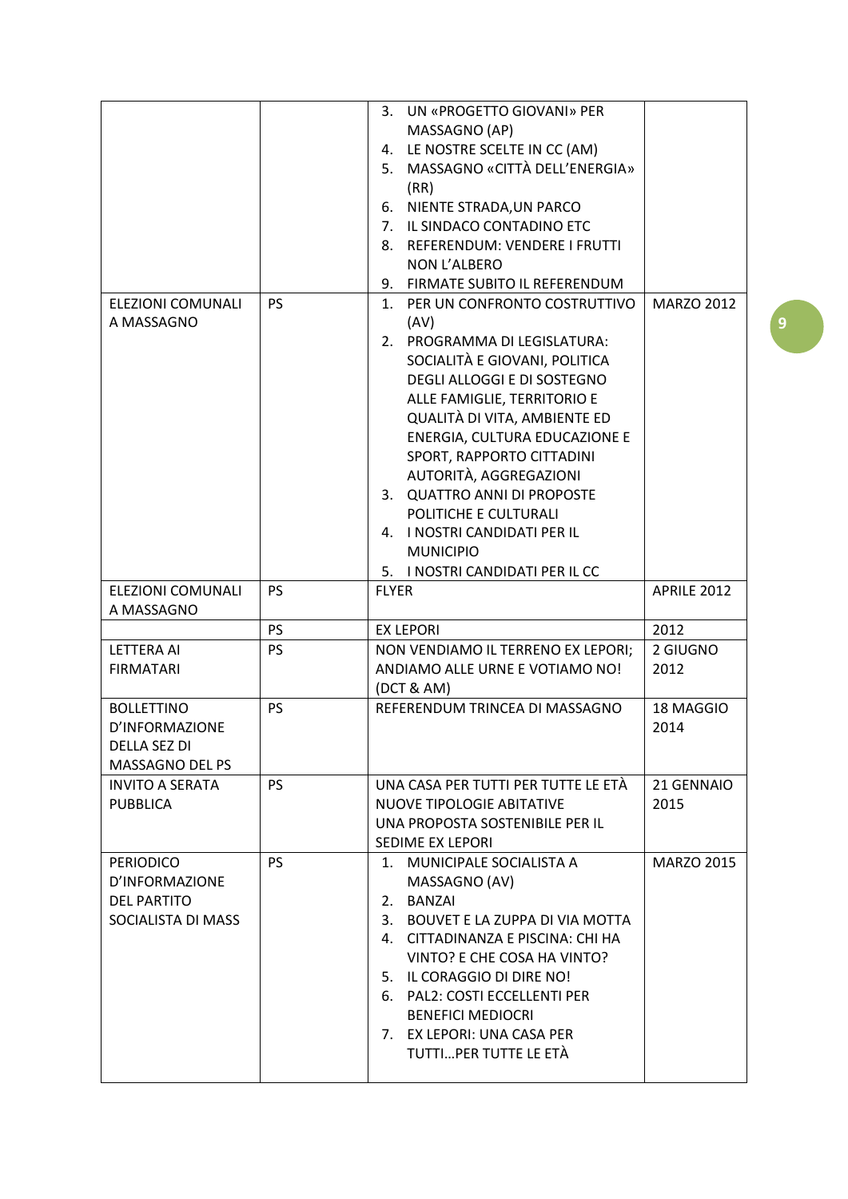| | | | |
|---|---|---|---|
| | | 3. UN «PROGETTO GIOVANI» PER MASSAGNO (AP)<br>4. LE NOSTRE SCELTE IN CC (AM)<br>5. MASSAGNO «CITTÀ DELL'ENERGIA» (RR)<br>6. NIENTE STRADA,UN PARCO<br>7. IL SINDACO CONTADINO ETC<br>8. REFERENDUM: VENDERE I FRUTTI NON L'ALBERO<br>9. FIRMATE SUBITO IL REFERENDUM | |
| ELEZIONI COMUNALI A MASSAGNO | PS | 1. PER UN CONFRONTO COSTRUTTIVO (AV)<br>2. PROGRAMMA DI LEGISLATURA: SOCIALITÀ E GIOVANI, POLITICA DEGLI ALLOGGI E DI SOSTEGNO ALLE FAMIGLIE, TERRITORIO E QUALITÀ DI VITA, AMBIENTE ED ENERGIA, CULTURA EDUCAZIONE E SPORT, RAPPORTO CITTADINI AUTORITÀ, AGGREGAZIONI<br>3. QUATTRO ANNI DI PROPOSTE POLITICHE E CULTURALI<br>4. I NOSTRI CANDIDATI PER IL MUNICIPIO<br>5. I NOSTRI CANDIDATI PER IL CC | MARZO 2012 |
| ELEZIONI COMUNALI A MASSAGNO | PS | FLYER | APRILE 2012 |
| | PS | EX LEPORI | 2012 |
| LETTERA AI FIRMATARI | PS | NON VENDIAMO IL TERRENO EX LEPORI; ANDIAMO ALLE URNE E VOTIAMO NO! (DCT & AM) | 2 GIUGNO 2012 |
| BOLLETTINO D'INFORMAZIONE DELLA SEZ DI MASSAGNO DEL PS | PS | REFERENDUM TRINCEA DI MASSAGNO | 18 MAGGIO 2014 |
| INVITO A SERATA PUBBLICA | PS | UNA CASA PER TUTTI PER TUTTE LE ETÀ<br>NUOVE TIPOLOGIE ABITATIVE<br>UNA PROPOSTA SOSTENIBILE PER IL SEDIME EX LEPORI | 21 GENNAIO 2015 |
| PERIODICO D'INFORMAZIONE DEL PARTITO SOCIALISTA DI MASS | PS | 1. MUNICIPALE SOCIALISTA A MASSAGNO (AV)<br>2. BANZAI<br>3. BOUVET E LA ZUPPA DI VIA MOTTA<br>4. CITTADINANZA E PISCINA: CHI HA VINTO? E CHE COSA HA VINTO?<br>5. IL CORAGGIO DI DIRE NO!<br>6. PAL2: COSTI ECCELLENTI PER BENEFICI MEDIOCRI<br>7. EX LEPORI: UNA CASA PER TUTTI…PER TUTTE LE ETÀ | MARZO 2015 |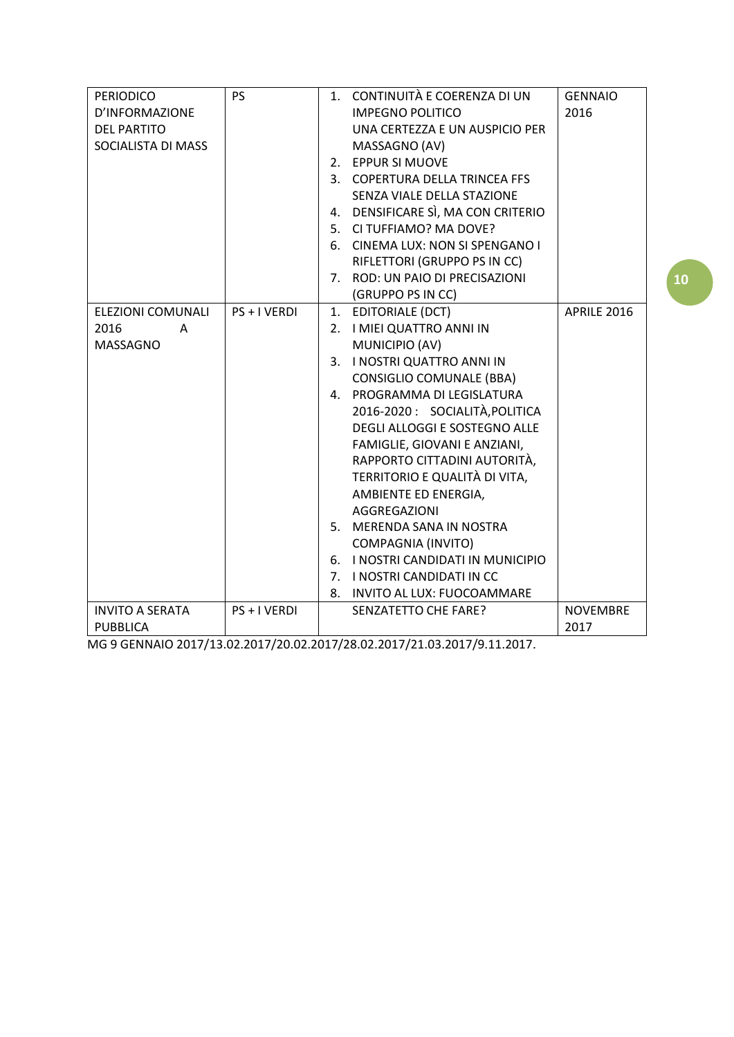| | | | |
|---|---|---|---|
| PERIODICO D'INFORMAZIONE DEL PARTITO SOCIALISTA DI MASS | PS | 1. CONTINUITÀ E COERENZA DI UN IMPEGNO POLITICO UNA CERTEZZA E UN AUSPICIO PER MASSAGNO (AV)<br>2. EPPUR SI MUOVE<br>3. COPERTURA DELLA TRINCEA FFS SENZA VIALE DELLA STAZIONE<br>4. DENSIFICARE SÌ, MA CON CRITERIO<br>5. CI TUFFIAMO? MA DOVE?<br>6. CINEMA LUX: NON SI SPENGANO I RIFLETTORI (GRUPPO PS IN CC)<br>7. ROD: UN PAIO DI PRECISAZIONI (GRUPPO PS IN CC) | GENNAIO 2016 |
| ELEZIONI COMUNALI 2016 A MASSAGNO | PS + I VERDI | 1. EDITORIALE (DCT)<br>2. I MIEI QUATTRO ANNI IN MUNICIPIO (AV)<br>3. I NOSTRI QUATTRO ANNI IN CONSIGLIO COMUNALE (BBA)<br>4. PROGRAMMA DI LEGISLATURA 2016-2020 : SOCIALITÀ,POLITICA DEGLI ALLOGGI E SOSTEGNO ALLE FAMIGLIE, GIOVANI E ANZIANI, RAPPORTO CITTADINI AUTORITÀ, TERRITORIO E QUALITÀ DI VITA, AMBIENTE ED ENERGIA, AGGREGAZIONI<br>5. MERENDA SANA IN NOSTRA COMPAGNIA (INVITO)<br>6. I NOSTRI CANDIDATI IN MUNICIPIO<br>7. I NOSTRI CANDIDATI IN CC<br>8. INVITO AL LUX: FUOCOAMMARE | APRILE 2016 |
| INVITO A SERATA PUBBLICA | PS + I VERDI | SENZATETTO CHE FARE? | NOVEMBRE 2017 |

MG 9 GENNAIO 2017/13.02.2017/20.02.2017/28.02.2017/21.03.2017/9.11.2017.